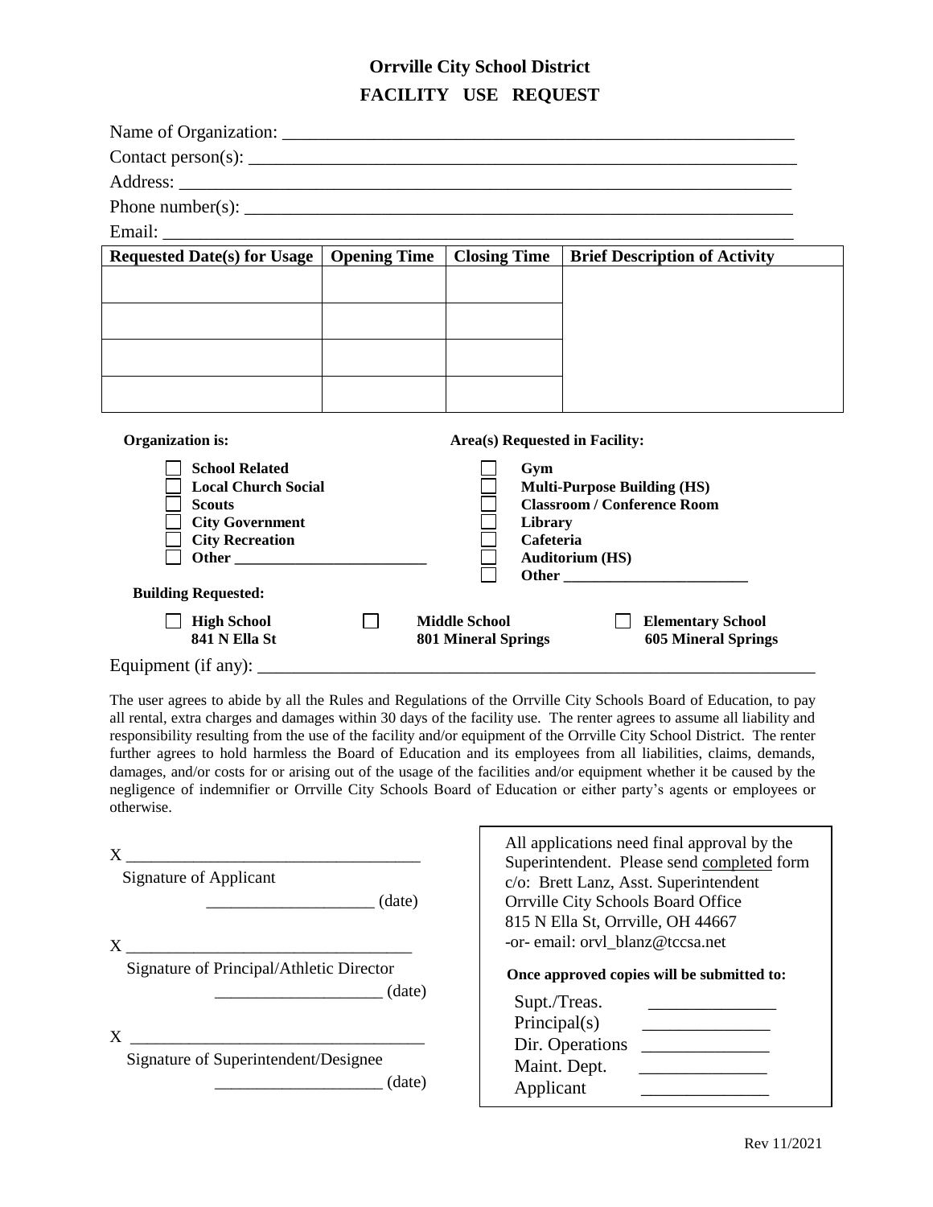# Orrville City School District

## FACILITY USE REQUEST

Name of Organization: ___________________________________________________________

Contact person(s): ______________________________________________________________

Address: _______________________________________________________________________

Phone number(s): _______________________________________________________________

Email: _________________________________________________________________________

| Requested Date(s) for Usage | Opening Time | Closing Time | Brief Description of Activity |
|---|---|---|---|
| | | | |
| | | | |
| | | | |
| | | | |

**Organization is:**

- ☐ **School Related**
- ☐ **Local Church Social**
- ☐ **Scouts**
- ☐ **City Government**
- ☐ **City Recreation**
- ☐ **Other** _________________________

**Area(s) Requested in Facility:**

- ☐ **Gym**
- ☐ **Multi-Purpose Building (HS)**
- ☐ **Classroom / Conference Room**
- ☐ **Library**
- ☐ **Cafeteria**
- ☐ **Auditorium (HS)**
- ☐ **Other** ________________________

**Building Requested:**

- ☐ **High School** **841 N Ella St**
- ☐ **Middle School** **801 Mineral Springs**
- ☐ **Elementary School** **605 Mineral Springs**

Equipment (if any): _____________________________________________________________

The user agrees to abide by all the Rules and Regulations of the Orrville City Schools Board of Education, to pay all rental, extra charges and damages within 30 days of the facility use. The renter agrees to assume all liability and responsibility resulting from the use of the facility and/or equipment of the Orrville City School District. The renter further agrees to hold harmless the Board of Education and its employees from all liabilities, claims, demands, damages, and/or costs for or arising out of the usage of the facilities and/or equipment whether it be caused by the negligence of indemnifier or Orrville City Schools Board of Education or either party's agents or employees or otherwise.

X ___________________________________
Signature of Applicant
____________________ (date)

X ___________________________________
Signature of Principal/Athletic Director
____________________ (date)

X ___________________________________
Signature of Superintendent/Designee
____________________ (date)

All applications need final approval by the Superintendent. Please send completed form c/o: Brett Lanz, Asst. Superintendent
Orrville City Schools Board Office
815 N Ella St, Orrville, OH 44667
-or- email: orvl_blanz@tccsa.net

**Once approved copies will be submitted to:**

Supt./Treas. _______________
Principal(s) _______________
Dir. Operations _______________
Maint. Dept. _______________
Applicant _______________

Rev 11/2021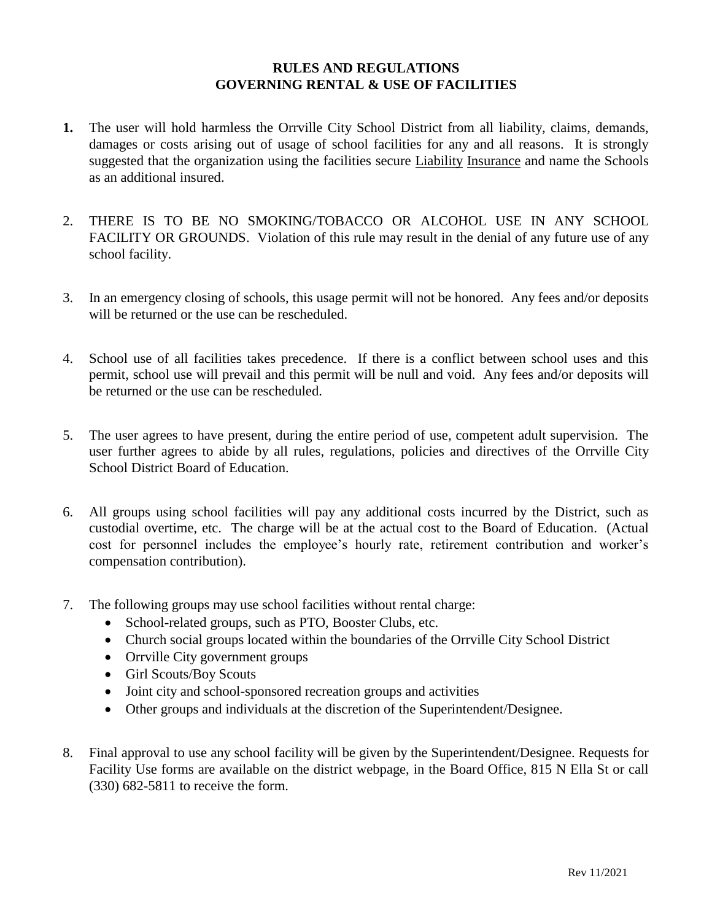# RULES AND REGULATIONS
# GOVERNING RENTAL & USE OF FACILITIES

**1.** The user will hold harmless the Orrville City School District from all liability, claims, demands, damages or costs arising out of usage of school facilities for any and all reasons. It is strongly suggested that the organization using the facilities secure Liability Insurance and name the Schools as an additional insured.

2. THERE IS TO BE NO SMOKING/TOBACCO OR ALCOHOL USE IN ANY SCHOOL FACILITY OR GROUNDS. Violation of this rule may result in the denial of any future use of any school facility.

3. In an emergency closing of schools, this usage permit will not be honored. Any fees and/or deposits will be returned or the use can be rescheduled.

4. School use of all facilities takes precedence. If there is a conflict between school uses and this permit, school use will prevail and this permit will be null and void. Any fees and/or deposits will be returned or the use can be rescheduled.

5. The user agrees to have present, during the entire period of use, competent adult supervision. The user further agrees to abide by all rules, regulations, policies and directives of the Orrville City School District Board of Education.

6. All groups using school facilities will pay any additional costs incurred by the District, such as custodial overtime, etc. The charge will be at the actual cost to the Board of Education. (Actual cost for personnel includes the employee's hourly rate, retirement contribution and worker's compensation contribution).

7. The following groups may use school facilities without rental charge:
   - School-related groups, such as PTO, Booster Clubs, etc.
   - Church social groups located within the boundaries of the Orrville City School District
   - Orrville City government groups
   - Girl Scouts/Boy Scouts
   - Joint city and school-sponsored recreation groups and activities
   - Other groups and individuals at the discretion of the Superintendent/Designee.

8. Final approval to use any school facility will be given by the Superintendent/Designee. Requests for Facility Use forms are available on the district webpage, in the Board Office, 815 N Ella St or call (330) 682-5811 to receive the form.

Rev 11/2021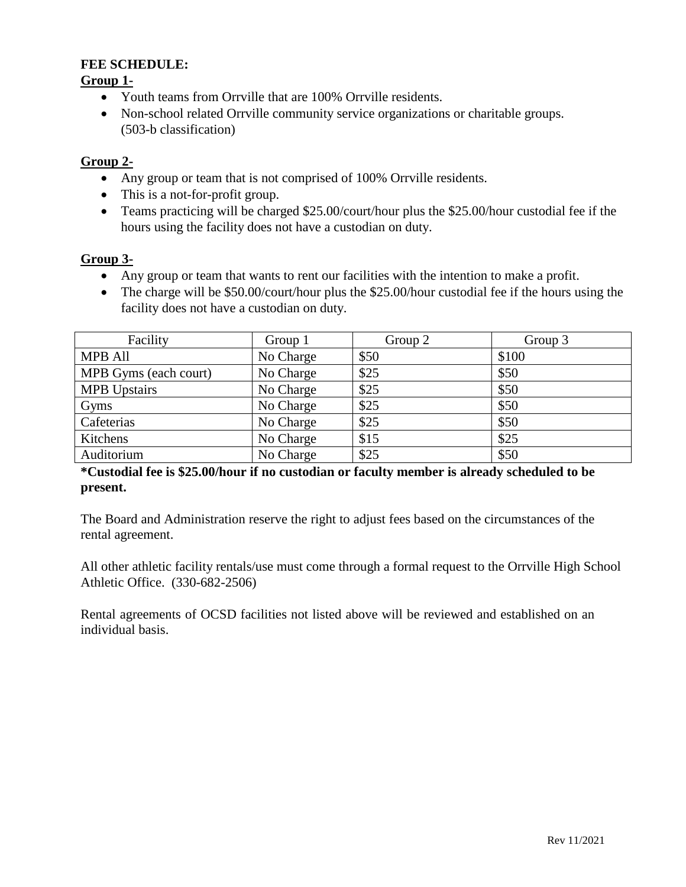**FEE SCHEDULE:**

**<u>Group 1-</u>**

- Youth teams from Orrville that are 100% Orrville residents.
- Non-school related Orrville community service organizations or charitable groups. (503-b classification)

**<u>Group 2-</u>**

- Any group or team that is not comprised of 100% Orrville residents.
- This is a not-for-profit group.
- Teams practicing will be charged $25.00/court/hour plus the $25.00/hour custodial fee if the hours using the facility does not have a custodian on duty.

**<u>Group 3-</u>**

- Any group or team that wants to rent our facilities with the intention to make a profit.
- The charge will be $50.00/court/hour plus the $25.00/hour custodial fee if the hours using the facility does not have a custodian on duty.

| Facility | Group 1 | Group 2 | Group 3 |
|---|---|---|---|
| MPB All | No Charge | $50 | $100 |
| MPB Gyms (each court) | No Charge | $25 | $50 |
| MPB Upstairs | No Charge | $25 | $50 |
| Gyms | No Charge | $25 | $50 |
| Cafeterias | No Charge | $25 | $50 |
| Kitchens | No Charge | $15 | $25 |
| Auditorium | No Charge | $25 | $50 |

**\*Custodial fee is $25.00/hour if no custodian or faculty member is already scheduled to be present.**

The Board and Administration reserve the right to adjust fees based on the circumstances of the rental agreement.

All other athletic facility rentals/use must come through a formal request to the Orrville High School Athletic Office. (330-682-2506)

Rental agreements of OCSD facilities not listed above will be reviewed and established on an individual basis.

Rev 11/2021